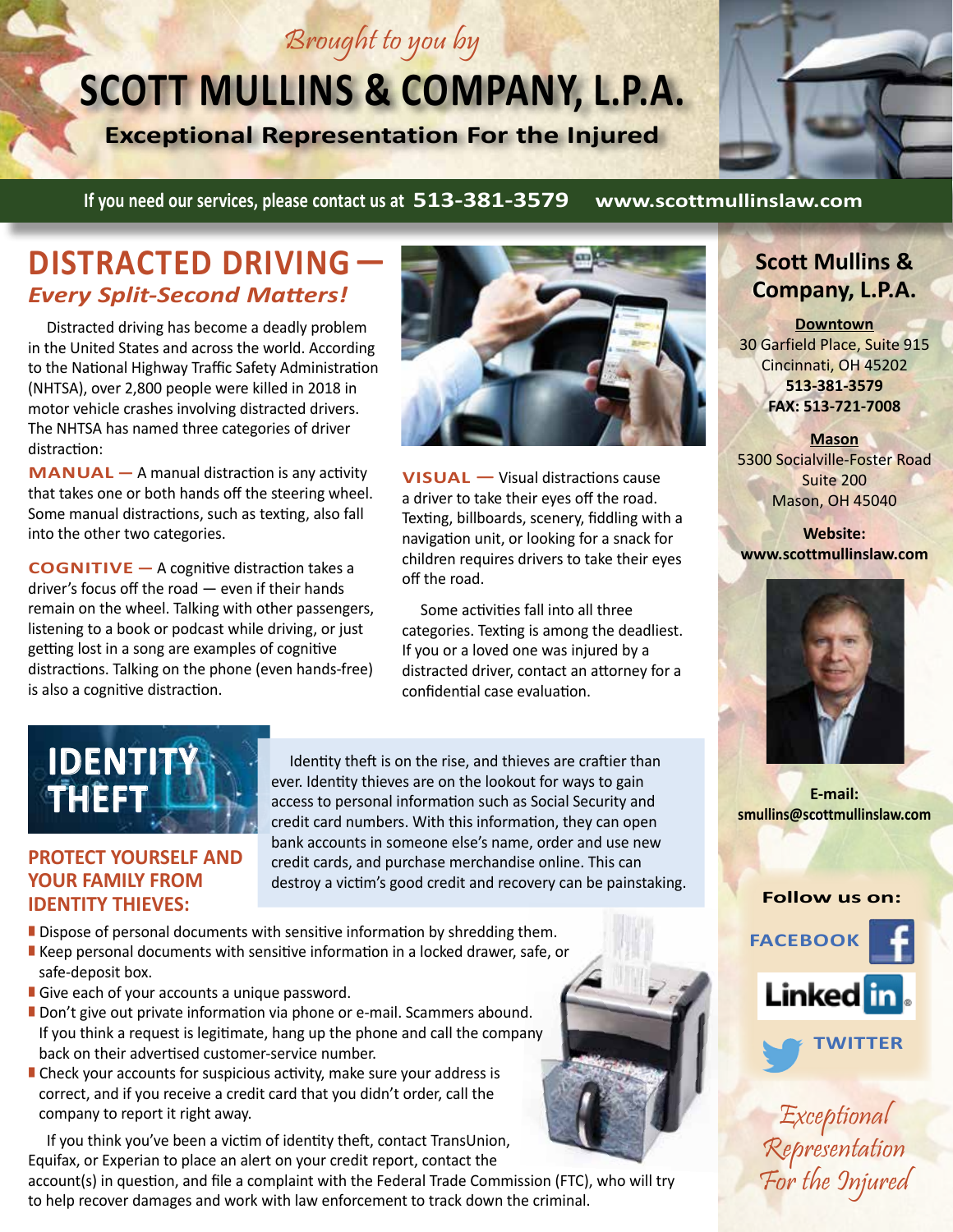*Brought to you by*

# SCOTT MULLINS & COMPANY, L.P.A.

**Exceptional Representation For the Injured**

If you need our services, please contact us at **513-381-3579** **www.scottmullinslaw.com**

## DISTRACTED DRIVING — *Every Split-Second Matters!*

Distracted driving has become a deadly problem in the United States and across the world. According to the National Highway Traffic Safety Administration (NHTSA), over 2,800 people were killed in 2018 in motor vehicle crashes involving distracted drivers. The NHTSA has named three categories of driver distraction:

**MANUAL —** A manual distraction is any activity that takes one or both hands off the steering wheel. Some manual distractions, such as texting, also fall into the other two categories.

**COGNITIVE —** A cognitive distraction takes a driver's focus off the road — even if their hands remain on the wheel. Talking with other passengers, listening to a book or podcast while driving, or just getting lost in a song are examples of cognitive distractions. Talking on the phone (even hands-free) is also a cognitive distraction.

**VISUAL —** Visual distractions cause a driver to take their eyes off the road. Texting, billboards, scenery, fiddling with a navigation unit, or looking for a snack for children requires drivers to take their eyes off the road.

Some activities fall into all three categories. Texting is among the deadliest. If you or a loved one was injured by a distracted driver, contact an attorney for a confidential case evaluation.

## IDENTITY THEFT

Identity theft is on the rise, and thieves are craftier than ever. Identity thieves are on the lookout for ways to gain access to personal information such as Social Security and credit card numbers. With this information, they can open bank accounts in someone else's name, order and use new credit cards, and purchase merchandise online. This can destroy a victim's good credit and recovery can be painstaking.

### PROTECT YOURSELF AND YOUR FAMILY FROM IDENTITY THIEVES:

- Dispose of personal documents with sensitive information by shredding them.
- Keep personal documents with sensitive information in a locked drawer, safe, or safe-deposit box.
- Give each of your accounts a unique password.
- Don't give out private information via phone or e-mail. Scammers abound. If you think a request is legitimate, hang up the phone and call the company back on their advertised customer-service number.
- Check your accounts for suspicious activity, make sure your address is correct, and if you receive a credit card that you didn't order, call the company to report it right away.

If you think you've been a victim of identity theft, contact TransUnion, Equifax, or Experian to place an alert on your credit report, contact the account(s) in question, and file a complaint with the Federal Trade Commission (FTC), who will try to help recover damages and work with law enforcement to track down the criminal.

---

**Scott Mullins & Company, L.P.A.**

**Downtown**
30 Garfield Place, Suite 915
Cincinnati, OH 45202
**513-381-3579**
**FAX: 513-721-7008**

**Mason**
5300 Socialville-Foster Road
Suite 200
Mason, OH 45040

**Website:**
**www.scottmullinslaw.com**

**E-mail:**
**smullins@scottmullinslaw.com**

**Follow us on:**
FACEBOOK
LinkedIn
TWITTER

*Exceptional Representation For the Injured*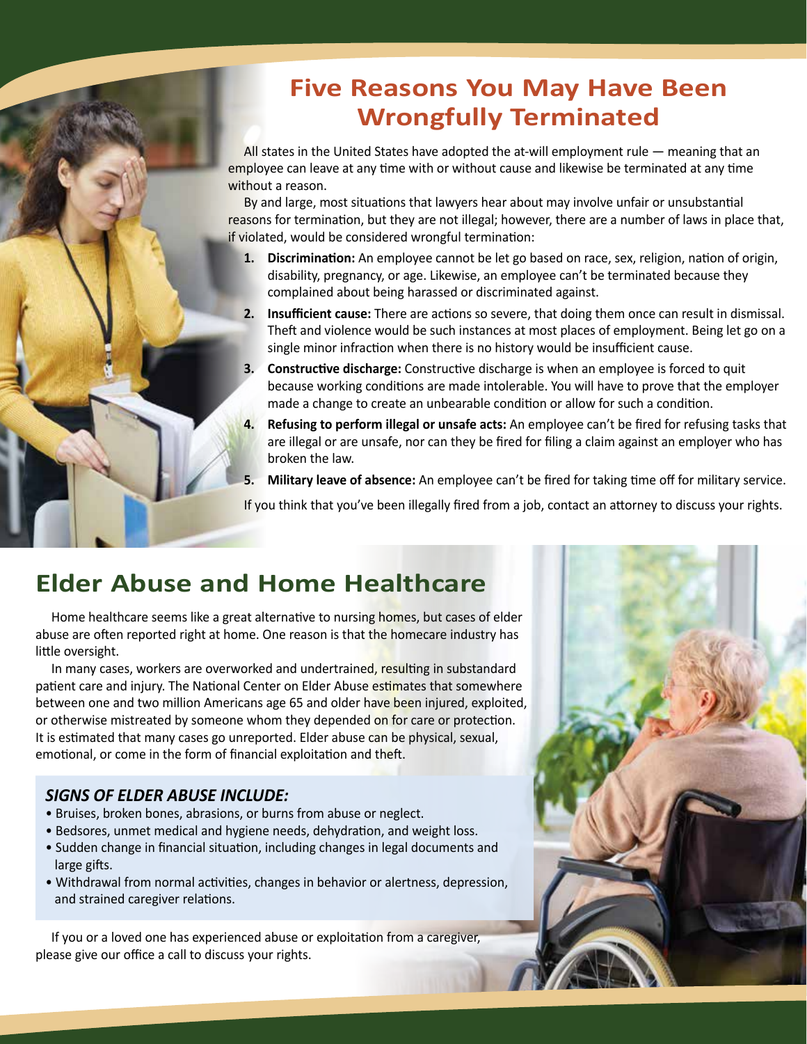## Five Reasons You May Have Been Wrongfully Terminated

All states in the United States have adopted the at-will employment rule — meaning that an employee can leave at any time with or without cause and likewise be terminated at any time without a reason.

By and large, most situations that lawyers hear about may involve unfair or unsubstantial reasons for termination, but they are not illegal; however, there are a number of laws in place that, if violated, would be considered wrongful termination:

1. **Discrimination:** An employee cannot be let go based on race, sex, religion, nation of origin, disability, pregnancy, or age. Likewise, an employee can't be terminated because they complained about being harassed or discriminated against.
2. **Insufficient cause:** There are actions so severe, that doing them once can result in dismissal. Theft and violence would be such instances at most places of employment. Being let go on a single minor infraction when there is no history would be insufficient cause.
3. **Constructive discharge:** Constructive discharge is when an employee is forced to quit because working conditions are made intolerable. You will have to prove that the employer made a change to create an unbearable condition or allow for such a condition.
4. **Refusing to perform illegal or unsafe acts:** An employee can't be fired for refusing tasks that are illegal or are unsafe, nor can they be fired for filing a claim against an employer who has broken the law.
5. **Military leave of absence:** An employee can't be fired for taking time off for military service.

If you think that you've been illegally fired from a job, contact an attorney to discuss your rights.

## Elder Abuse and Home Healthcare

Home healthcare seems like a great alternative to nursing homes, but cases of elder abuse are often reported right at home. One reason is that the homecare industry has little oversight.

In many cases, workers are overworked and undertrained, resulting in substandard patient care and injury. The National Center on Elder Abuse estimates that somewhere between one and two million Americans age 65 and older have been injured, exploited, or otherwise mistreated by someone whom they depended on for care or protection. It is estimated that many cases go unreported. Elder abuse can be physical, sexual, emotional, or come in the form of financial exploitation and theft.

### *SIGNS OF ELDER ABUSE INCLUDE:*

- Bruises, broken bones, abrasions, or burns from abuse or neglect.
- Bedsores, unmet medical and hygiene needs, dehydration, and weight loss.
- Sudden change in financial situation, including changes in legal documents and large gifts.
- Withdrawal from normal activities, changes in behavior or alertness, depression, and strained caregiver relations.

If you or a loved one has experienced abuse or exploitation from a caregiver, please give our office a call to discuss your rights.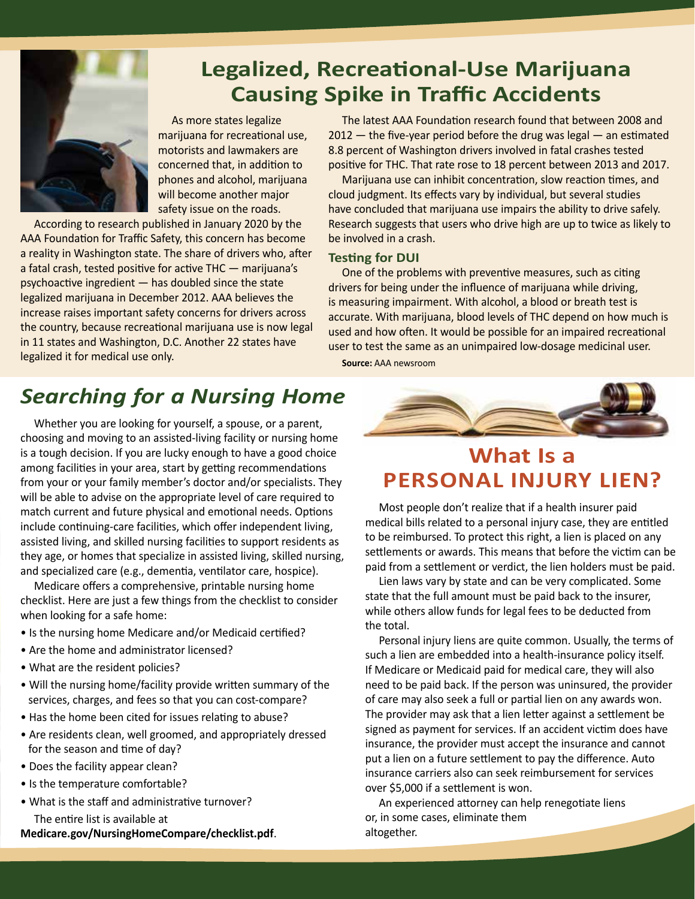## Legalized, Recreational-Use Marijuana Causing Spike in Traffic Accidents

As more states legalize marijuana for recreational use, motorists and lawmakers are concerned that, in addition to phones and alcohol, marijuana will become another major safety issue on the roads.

According to research published in January 2020 by the AAA Foundation for Traffic Safety, this concern has become a reality in Washington state. The share of drivers who, after a fatal crash, tested positive for active THC — marijuana's psychoactive ingredient — has doubled since the state legalized marijuana in December 2012. AAA believes the increase raises important safety concerns for drivers across the country, because recreational marijuana use is now legal in 11 states and Washington, D.C. Another 22 states have legalized it for medical use only.

The latest AAA Foundation research found that between 2008 and 2012 — the five-year period before the drug was legal — an estimated 8.8 percent of Washington drivers involved in fatal crashes tested positive for THC. That rate rose to 18 percent between 2013 and 2017.

Marijuana use can inhibit concentration, slow reaction times, and cloud judgment. Its effects vary by individual, but several studies have concluded that marijuana use impairs the ability to drive safely. Research suggests that users who drive high are up to twice as likely to be involved in a crash.

### Testing for DUI

One of the problems with preventive measures, such as citing drivers for being under the influence of marijuana while driving, is measuring impairment. With alcohol, a blood or breath test is accurate. With marijuana, blood levels of THC depend on how much is used and how often. It would be possible for an impaired recreational user to test the same as an unimpaired low-dosage medicinal user.

**Source:** AAA newsroom

## *Searching for a Nursing Home*

Whether you are looking for yourself, a spouse, or a parent, choosing and moving to an assisted-living facility or nursing home is a tough decision. If you are lucky enough to have a good choice among facilities in your area, start by getting recommendations from your or your family member's doctor and/or specialists. They will be able to advise on the appropriate level of care required to match current and future physical and emotional needs. Options include continuing-care facilities, which offer independent living, assisted living, and skilled nursing facilities to support residents as they age, or homes that specialize in assisted living, skilled nursing, and specialized care (e.g., dementia, ventilator care, hospice).

Medicare offers a comprehensive, printable nursing home checklist. Here are just a few things from the checklist to consider when looking for a safe home:

- Is the nursing home Medicare and/or Medicaid certified?
- Are the home and administrator licensed?
- What are the resident policies?
- Will the nursing home/facility provide written summary of the services, charges, and fees so that you can cost-compare?
- Has the home been cited for issues relating to abuse?
- Are residents clean, well groomed, and appropriately dressed for the season and time of day?
- Does the facility appear clean?
- Is the temperature comfortable?
- What is the staff and administrative turnover?

The entire list is available at **Medicare.gov/NursingHomeCompare/checklist.pdf**.

## What Is a PERSONAL INJURY LIEN?

Most people don't realize that if a health insurer paid medical bills related to a personal injury case, they are entitled to be reimbursed. To protect this right, a lien is placed on any settlements or awards. This means that before the victim can be paid from a settlement or verdict, the lien holders must be paid.

Lien laws vary by state and can be very complicated. Some state that the full amount must be paid back to the insurer, while others allow funds for legal fees to be deducted from the total.

Personal injury liens are quite common. Usually, the terms of such a lien are embedded into a health-insurance policy itself. If Medicare or Medicaid paid for medical care, they will also need to be paid back. If the person was uninsured, the provider of care may also seek a full or partial lien on any awards won. The provider may ask that a lien letter against a settlement be signed as payment for services. If an accident victim does have insurance, the provider must accept the insurance and cannot put a lien on a future settlement to pay the difference. Auto insurance carriers also can seek reimbursement for services over $5,000 if a settlement is won.

An experienced attorney can help renegotiate liens or, in some cases, eliminate them altogether.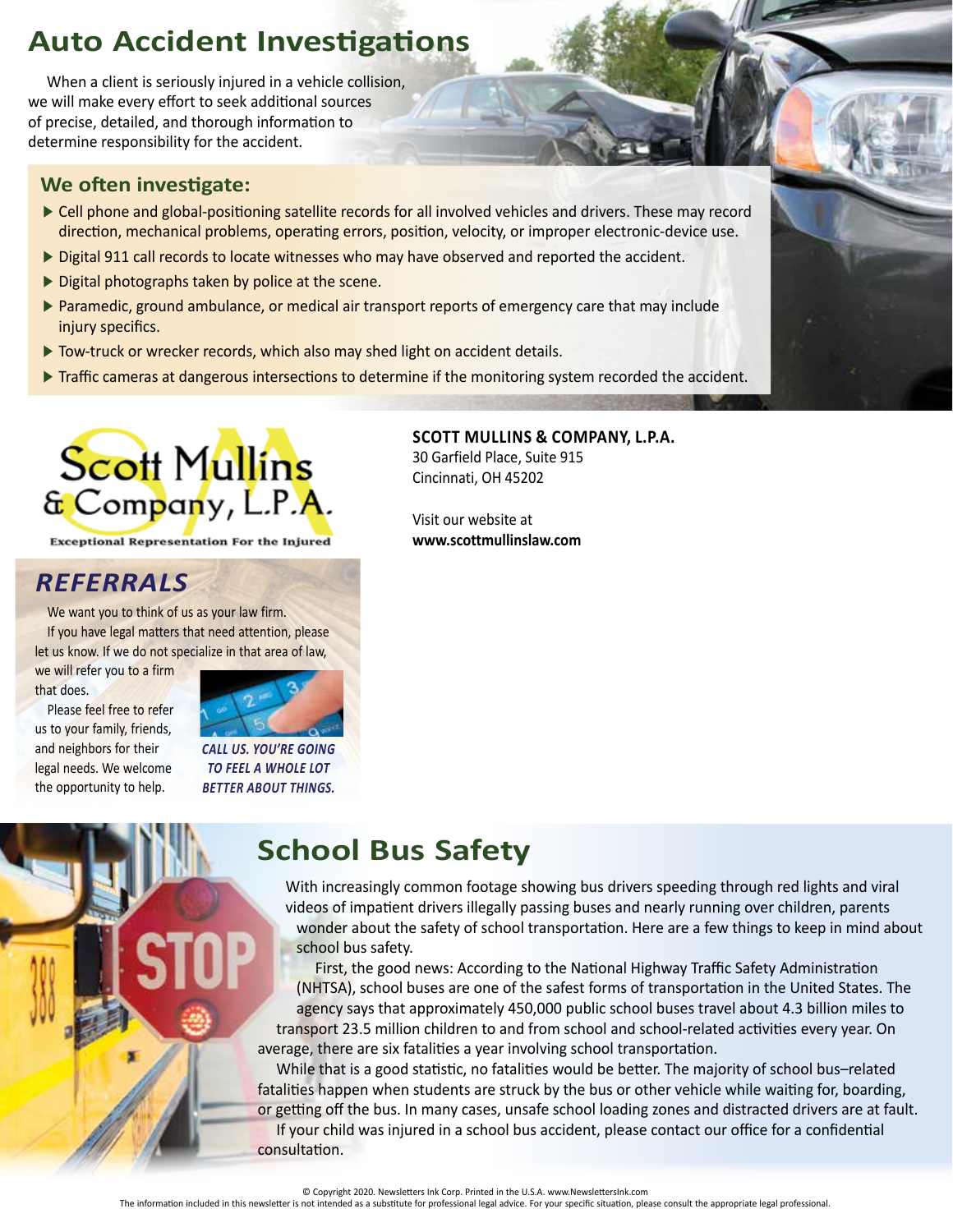## Auto Accident Investigations

When a client is seriously injured in a vehicle collision, we will make every effort to seek additional sources of precise, detailed, and thorough information to determine responsibility for the accident.

### We often investigate:

- Cell phone and global-positioning satellite records for all involved vehicles and drivers. These may record direction, mechanical problems, operating errors, position, velocity, or improper electronic-device use.
- Digital 911 call records to locate witnesses who may have observed and reported the accident.
- Digital photographs taken by police at the scene.
- Paramedic, ground ambulance, or medical air transport reports of emergency care that may include injury specifics.
- Tow-truck or wrecker records, which also may shed light on accident details.
- Traffic cameras at dangerous intersections to determine if the monitoring system recorded the accident.

Scott Mullins & Company, L.P.A.

Exceptional Representation For the Injured

**SCOTT MULLINS & COMPANY, L.P.A.**
30 Garfield Place, Suite 915
Cincinnati, OH 45202

Visit our website at
**www.scottmullinslaw.com**

## *REFERRALS*

We want you to think of us as your law firm.

If you have legal matters that need attention, please let us know. If we do not specialize in that area of law, we will refer you to a firm that does.

Please feel free to refer us to your family, friends, and neighbors for their legal needs. We welcome the opportunity to help.

***CALL US. YOU'RE GOING TO FEEL A WHOLE LOT BETTER ABOUT THINGS.***

## School Bus Safety

With increasingly common footage showing bus drivers speeding through red lights and viral videos of impatient drivers illegally passing buses and nearly running over children, parents wonder about the safety of school transportation. Here are a few things to keep in mind about school bus safety.

First, the good news: According to the National Highway Traffic Safety Administration (NHTSA), school buses are one of the safest forms of transportation in the United States. The agency says that approximately 450,000 public school buses travel about 4.3 billion miles to transport 23.5 million children to and from school and school-related activities every year. On average, there are six fatalities a year involving school transportation.

While that is a good statistic, no fatalities would be better. The majority of school bus–related fatalities happen when students are struck by the bus or other vehicle while waiting for, boarding, or getting off the bus. In many cases, unsafe school loading zones and distracted drivers are at fault.

If your child was injured in a school bus accident, please contact our office for a confidential consultation.

© Copyright 2020. Newsletters Ink Corp. Printed in the U.S.A. www.NewslettersInk.com
The information included in this newsletter is not intended as a substitute for professional legal advice. For your specific situation, please consult the appropriate legal professional.